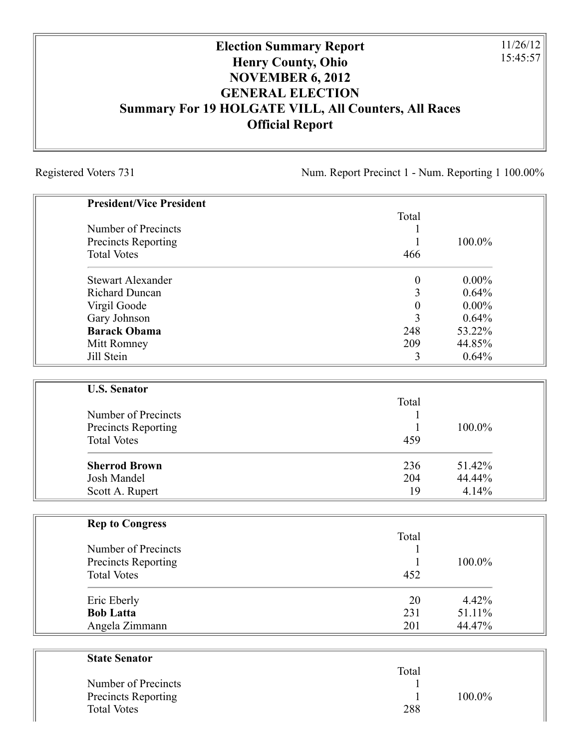# Election Summary Report
## Henry County, Ohio
## NOVEMBER 6, 2012
## GENERAL ELECTION
## Summary For 19 HOLGATE VILL, All Counters, All Races
## Official Report

11/26/12
15:45:57

Registered Voters 731

Num. Report Precinct 1 - Num. Reporting 1 100.00%

| **President/Vice President** | Total | |
|---|---|---|
| Number of Precincts | 1 | |
| Precincts Reporting | 1 | 100.0% |
| Total Votes | 466 | |
| Stewart Alexander | 0 | 0.00% |
| Richard Duncan | 3 | 0.64% |
| Virgil Goode | 0 | 0.00% |
| Gary Johnson | 3 | 0.64% |
| **Barack Obama** | 248 | 53.22% |
| Mitt Romney | 209 | 44.85% |
| Jill Stein | 3 | 0.64% |

| **U.S. Senator** | Total | |
|---|---|---|
| Number of Precincts | 1 | |
| Precincts Reporting | 1 | 100.0% |
| Total Votes | 459 | |
| **Sherrod Brown** | 236 | 51.42% |
| Josh Mandel | 204 | 44.44% |
| Scott A. Rupert | 19 | 4.14% |

| **Rep to Congress** | Total | |
|---|---|---|
| Number of Precincts | 1 | |
| Precincts Reporting | 1 | 100.0% |
| Total Votes | 452 | |
| Eric Eberly | 20 | 4.42% |
| **Bob Latta** | 231 | 51.11% |
| Angela Zimmann | 201 | 44.47% |

| **State Senator** | Total | |
|---|---|---|
| Number of Precincts | 1 | |
| Precincts Reporting | 1 | 100.0% |
| Total Votes | 288 | |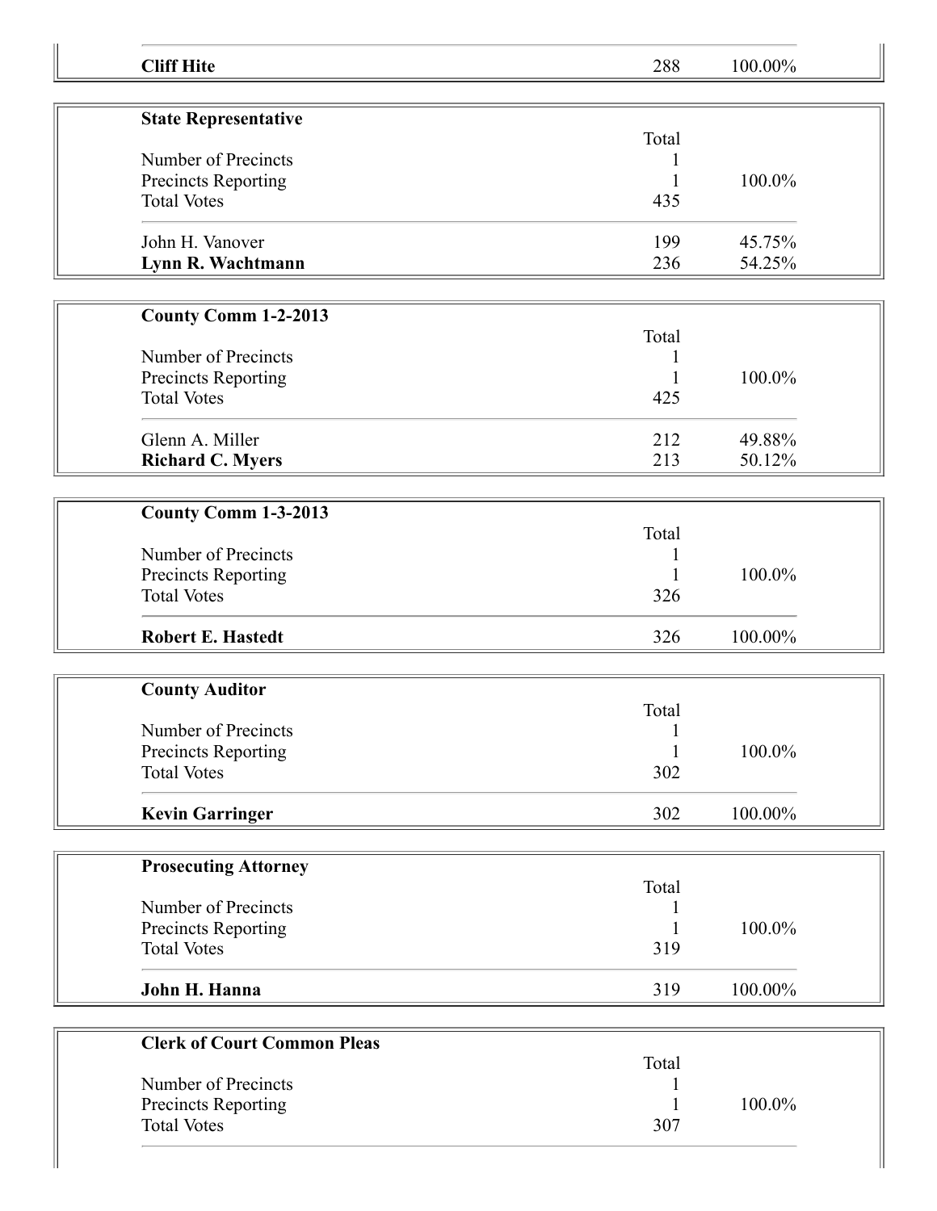| | | |
|---|---|---|
| **Cliff Hite** | 288 | 100.00% |

| **State Representative** | | |
|---|---|---|
| | Total | |
| Number of Precincts | 1 | |
| Precincts Reporting | 1 | 100.0% |
| Total Votes | 435 | |
| John H. Vanover | 199 | 45.75% |
| **Lynn R. Wachtmann** | 236 | 54.25% |

| **County Comm 1-2-2013** | | |
|---|---|---|
| | Total | |
| Number of Precincts | 1 | |
| Precincts Reporting | 1 | 100.0% |
| Total Votes | 425 | |
| Glenn A. Miller | 212 | 49.88% |
| **Richard C. Myers** | 213 | 50.12% |

| **County Comm 1-3-2013** | | |
|---|---|---|
| | Total | |
| Number of Precincts | 1 | |
| Precincts Reporting | 1 | 100.0% |
| Total Votes | 326 | |
| **Robert E. Hastedt** | 326 | 100.00% |

| **County Auditor** | | |
|---|---|---|
| | Total | |
| Number of Precincts | 1 | |
| Precincts Reporting | 1 | 100.0% |
| Total Votes | 302 | |
| **Kevin Garringer** | 302 | 100.00% |

| **Prosecuting Attorney** | | |
|---|---|---|
| | Total | |
| Number of Precincts | 1 | |
| Precincts Reporting | 1 | 100.0% |
| Total Votes | 319 | |
| **John H. Hanna** | 319 | 100.00% |

| **Clerk of Court Common Pleas** | | |
|---|---|---|
| | Total | |
| Number of Precincts | 1 | |
| Precincts Reporting | 1 | 100.0% |
| Total Votes | 307 | |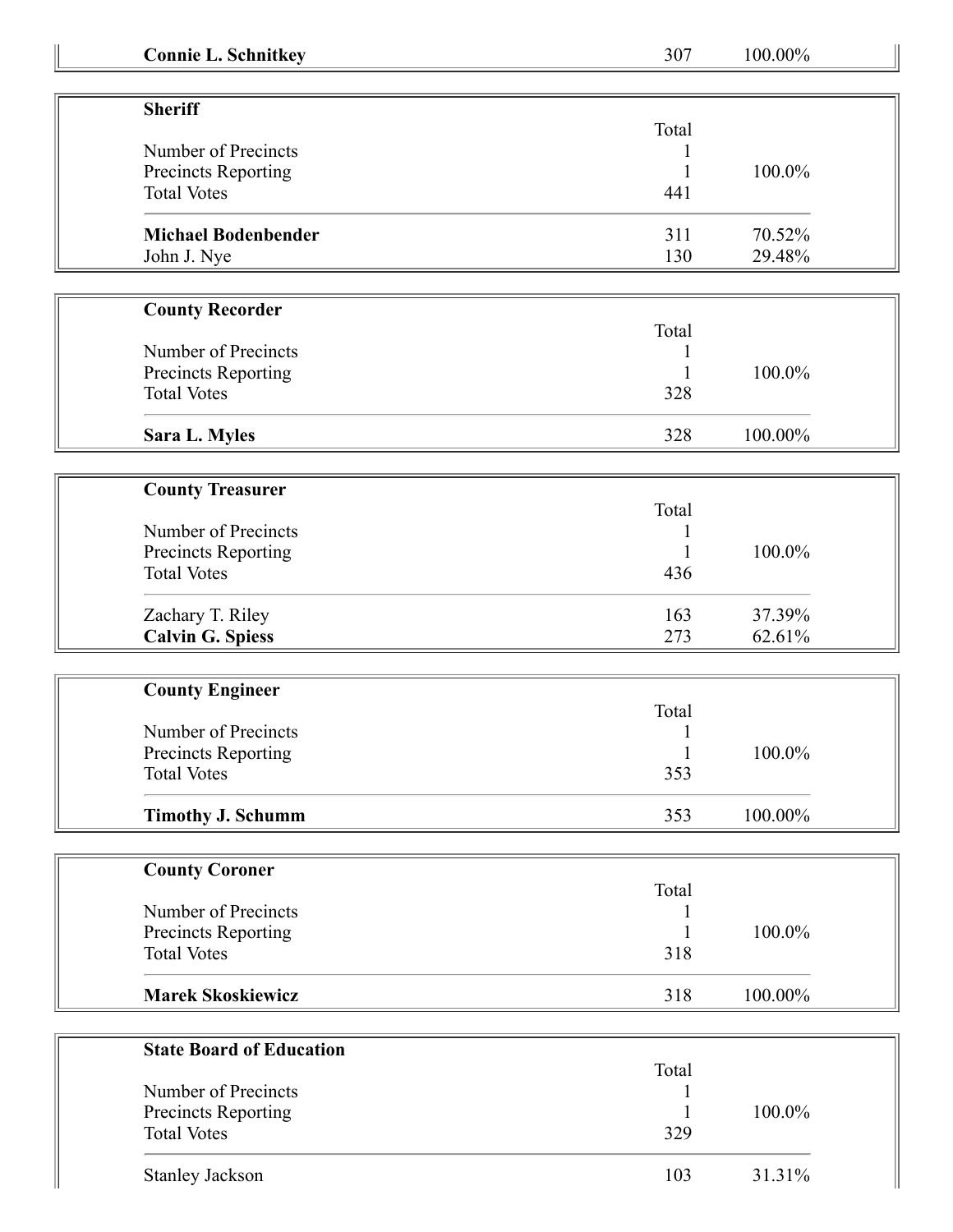| **Connie L. Schnitkey** | 307 | 100.00% |
|---|---|---|

**Sheriff**

| | Total | |
|---|---|---|
| Number of Precincts | 1 | |
| Precincts Reporting | 1 | 100.0% |
| Total Votes | 441 | |
| **Michael Bodenbender** | 311 | 70.52% |
| John J. Nye | 130 | 29.48% |

**County Recorder**

| | Total | |
|---|---|---|
| Number of Precincts | 1 | |
| Precincts Reporting | 1 | 100.0% |
| Total Votes | 328 | |
| **Sara L. Myles** | 328 | 100.00% |

**County Treasurer**

| | Total | |
|---|---|---|
| Number of Precincts | 1 | |
| Precincts Reporting | 1 | 100.0% |
| Total Votes | 436 | |
| Zachary T. Riley | 163 | 37.39% |
| **Calvin G. Spiess** | 273 | 62.61% |

**County Engineer**

| | Total | |
|---|---|---|
| Number of Precincts | 1 | |
| Precincts Reporting | 1 | 100.0% |
| Total Votes | 353 | |
| **Timothy J. Schumm** | 353 | 100.00% |

**County Coroner**

| | Total | |
|---|---|---|
| Number of Precincts | 1 | |
| Precincts Reporting | 1 | 100.0% |
| Total Votes | 318 | |
| **Marek Skoskiewicz** | 318 | 100.00% |

**State Board of Education**

| | Total | |
|---|---|---|
| Number of Precincts | 1 | |
| Precincts Reporting | 1 | 100.0% |
| Total Votes | 329 | |
| Stanley Jackson | 103 | 31.31% |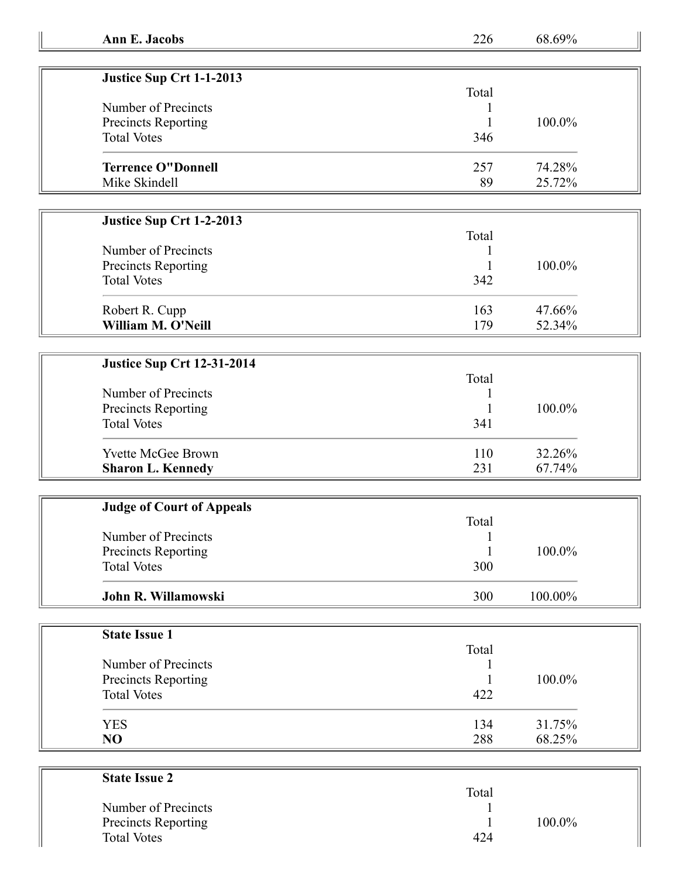| **Ann E. Jacobs** | 226 | 68.69% |
|---|---|---|

| **Justice Sup Crt 1-1-2013** | | |
|---|---|---|
| | Total | |
| Number of Precincts | 1 | |
| Precincts Reporting | 1 | 100.0% |
| Total Votes | 346 | |
| **Terrence O"Donnell** | 257 | 74.28% |
| Mike Skindell | 89 | 25.72% |

| **Justice Sup Crt 1-2-2013** | | |
|---|---|---|
| | Total | |
| Number of Precincts | 1 | |
| Precincts Reporting | 1 | 100.0% |
| Total Votes | 342 | |
| Robert R. Cupp | 163 | 47.66% |
| **William M. O'Neill** | 179 | 52.34% |

| **Justice Sup Crt 12-31-2014** | | |
|---|---|---|
| | Total | |
| Number of Precincts | 1 | |
| Precincts Reporting | 1 | 100.0% |
| Total Votes | 341 | |
| Yvette McGee Brown | 110 | 32.26% |
| **Sharon L. Kennedy** | 231 | 67.74% |

| **Judge of Court of Appeals** | | |
|---|---|---|
| | Total | |
| Number of Precincts | 1 | |
| Precincts Reporting | 1 | 100.0% |
| Total Votes | 300 | |
| **John R. Willamowski** | 300 | 100.00% |

| **State Issue 1** | | |
|---|---|---|
| | Total | |
| Number of Precincts | 1 | |
| Precincts Reporting | 1 | 100.0% |
| Total Votes | 422 | |
| YES | 134 | 31.75% |
| **NO** | 288 | 68.25% |

| **State Issue 2** | | |
|---|---|---|
| | Total | |
| Number of Precincts | 1 | |
| Precincts Reporting | 1 | 100.0% |
| Total Votes | 424 | |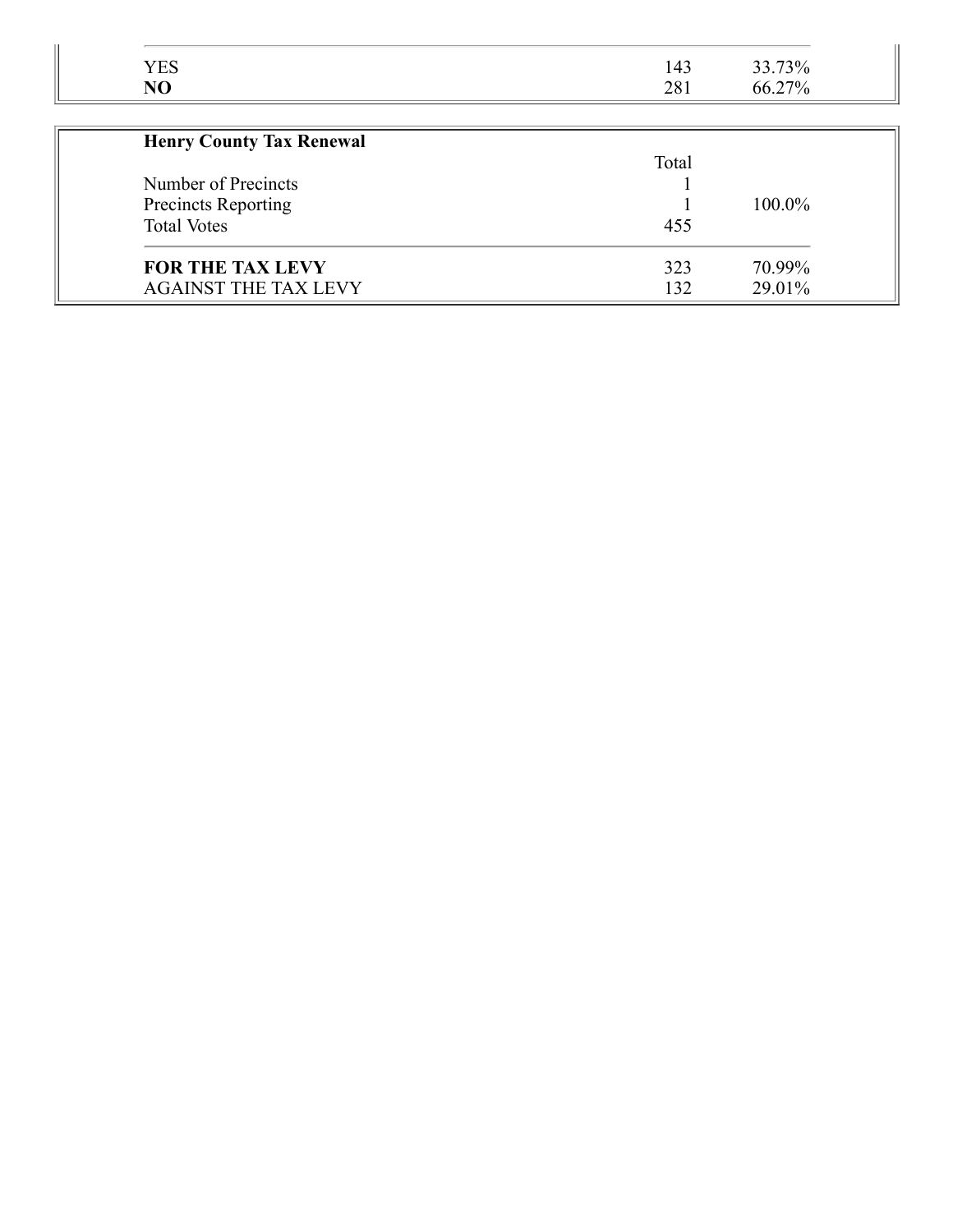| | | |
|---|---|---|
| YES | 143 | 33.73% |
| **NO** | 281 | 66.27% |

**Henry County Tax Renewal**

| | Total | |
|---|---|---|
| Number of Precincts | 1 | |
| Precincts Reporting | 1 | 100.0% |
| Total Votes | 455 | |
| **FOR THE TAX LEVY** | 323 | 70.99% |
| AGAINST THE TAX LEVY | 132 | 29.01% |